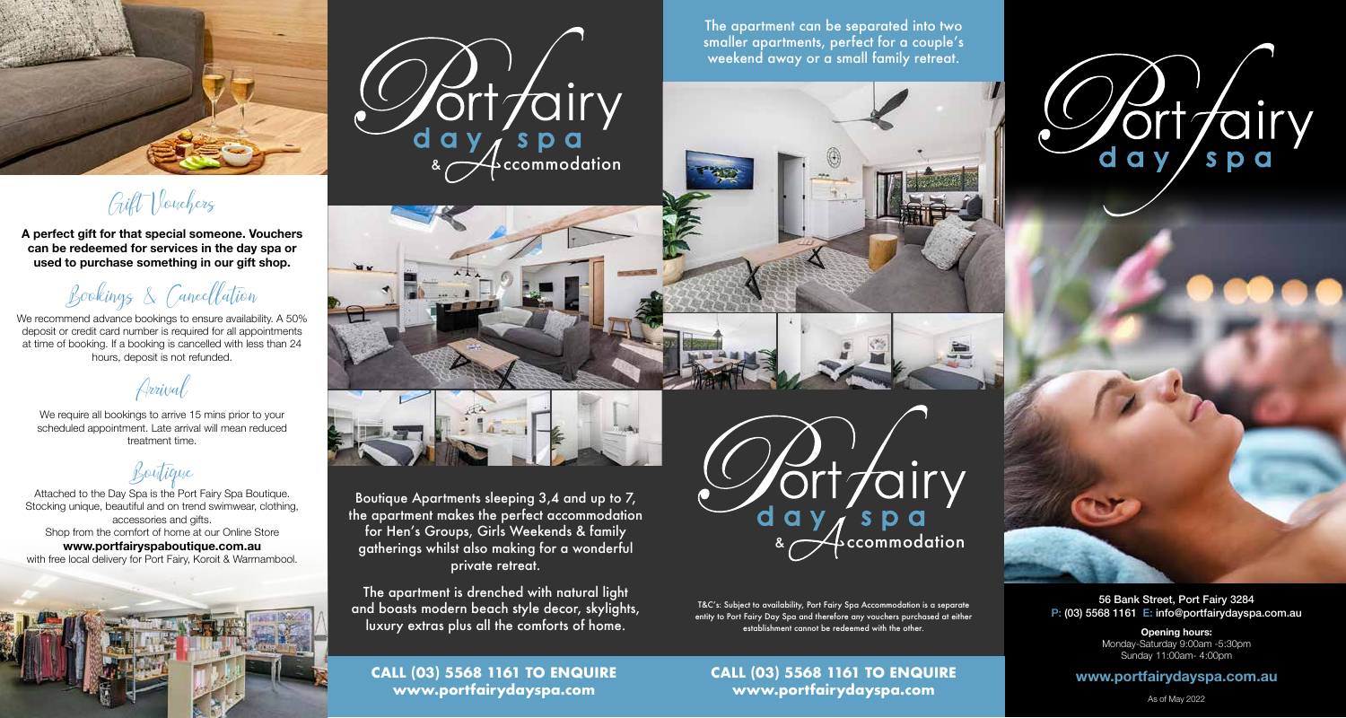## Gift Vouchers

**A perfect gift for that special someone. Vouchers can be redeemed for services in the day spa or used to purchase something in our gift shop.**

## Bookings & Cancellation

We recommend advance bookings to ensure availability. A 50% deposit or credit card number is required for all appointments at time of booking. If a booking is cancelled with less than 24 hours, deposit is not refunded.

## Arrival

We require all bookings to arrive 15 mins prior to your scheduled appointment. Late arrival will mean reduced treatment time.

## Boutique

Attached to the Day Spa is the Port Fairy Spa Boutique. Stocking unique, beautiful and on trend swimwear, clothing, accessories and gifts.
Shop from the comfort of home at our Online Store
**www.portfairyspaboutique.com.au**
with free local delivery for Port Fairy, Koroit & Warrnambool.

# Port Fairy day spa & Accommodation

Boutique Apartments sleeping 3,4 and up to 7, the apartment makes the perfect accommodation for Hen's Groups, Girls Weekends & family gatherings whilst also making for a wonderful private retreat.

The apartment is drenched with natural light and boasts modern beach style decor, skylights, luxury extras plus all the comforts of home.

**CALL (03) 5568 1161 TO ENQUIRE**
**www.portfairydayspa.com**

The apartment can be separated into two smaller apartments, perfect for a couple's weekend away or a small family retreat.

# Port Fairy day spa & Accommodation

T&C's: Subject to availability, Port Fairy Spa Accommodation is a separate entity to Port Fairy Day Spa and therefore any vouchers purchased at either establishment cannot be redeemed with the other.

**CALL (03) 5568 1161 TO ENQUIRE**
**www.portfairydayspa.com**

# Port Fairy day spa

56 Bank Street, Port Fairy 3284
P: (03) 5568 1161 E: info@portfairydayspa.com.au

**Opening hours:**
Monday-Saturday 9:00am -5:30pm
Sunday 11:00am- 4:00pm

**www.portfairydayspa.com.au**

As of May 2022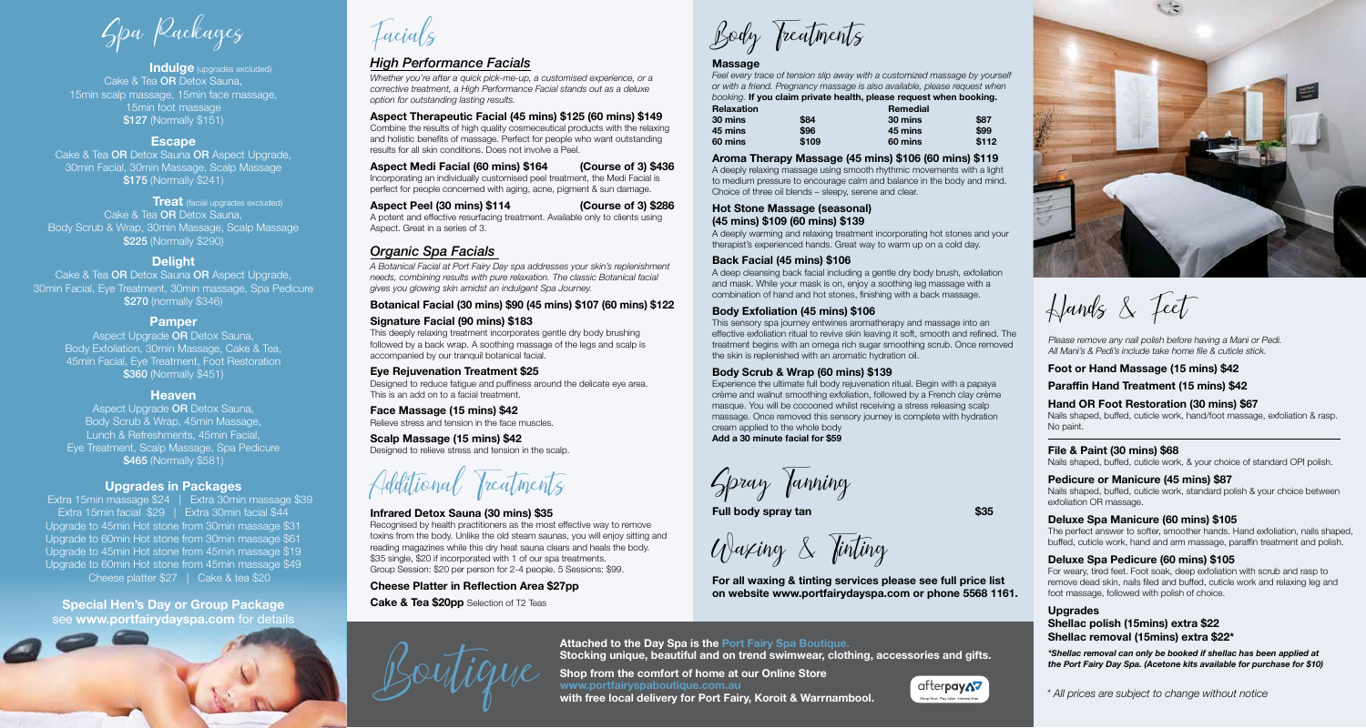# Spa Packages

**Indulge** (upgrades excluded)
Cake & Tea **OR** Detox Sauna,
15min scalp massage, 15min face massage,
15min foot massage
**$127** (Normally $151)

**Escape**
Cake & Tea **OR** Detox Sauna **OR** Aspect Upgrade,
30min Facial, 30min Massage, Scalp Massage
**$175** (Normally $241)

**Treat** (facial upgrades excluded)
Cake & Tea **OR** Detox Sauna,
Body Scrub & Wrap, 30min Massage, Scalp Massage
**$225** (Normally $290)

**Delight**
Cake & Tea **OR** Detox Sauna **OR** Aspect Upgrade,
30min Facial, Eye Treatment, 30min massage, Spa Pedicure
**$270** (normally $346)

**Pamper**
Aspect Upgrade **OR** Detox Sauna,
Body Exfoliation, 30min Massage, Cake & Tea,
45min Facial, Eye Treatment, Foot Restoration
**$360** (Normally $451)

**Heaven**
Aspect Upgrade **OR** Detox Sauna,
Body Scrub & Wrap, 45min Massage,
Lunch & Refreshments, 45min Facial,
Eye Treatment, Scalp Massage, Spa Pedicure
**$465** (Normally $581)

**Upgrades in Packages**
Extra 15min massage $24 | Extra 30min massage $39
Extra 15min facial $29 | Extra 30min facial $44
Upgrade to 45min Hot stone from 30min massage $31
Upgrade to 60min Hot stone from 30min massage $61
Upgrade to 45min Hot stone from 45min massage $19
Upgrade to 60min Hot stone from 45min massage $49
Cheese platter $27 | Cake & tea $20

**Special Hen's Day or Group Package**
see **www.portfairydayspa.com** for details

# Facials

## *High Performance Facials*

*Whether you're after a quick pick-me-up, a customised experience, or a corrective treatment, a High Performance Facial stands out as a deluxe option for outstanding lasting results.*

**Aspect Therapeutic Facial (45 mins) $125 (60 mins) $149**
Combine the results of high quality cosmeceutical products with the relaxing and holistic benefits of massage. Perfect for people who want outstanding results for all skin conditions. Does not involve a Peel.

**Aspect Medi Facial (60 mins) $164 (Course of 3) $436**
Incorporating an individually customised peel treatment, the Medi Facial is perfect for people concerned with aging, acne, pigment & sun damage.

**Aspect Peel (30 mins) $114 (Course of 3) $286**
A potent and effective resurfacing treatment. Available only to clients using Aspect. Great in a series of 3.

## *Organic Spa Facials*

*A Botanical Facial at Port Fairy Day spa addresses your skin's replenishment needs, combining results with pure relaxation. The classic Botanical facial gives you glowing skin amidst an indulgent Spa Journey.*

**Botanical Facial (30 mins) $90 (45 mins) $107 (60 mins) $122**

**Signature Facial (90 mins) $183**
This deeply relaxing treatment incorporates gentle dry body brushing followed by a back wrap. A soothing massage of the legs and scalp is accompanied by our tranquil botanical facial.

**Eye Rejuvenation Treatment $25**
Designed to reduce fatigue and puffiness around the delicate eye area. This is an add on to a facial treatment.

**Face Massage (15 mins) $42**
Relieve stress and tension in the face muscles.

**Scalp Massage (15 mins) $42**
Designed to relieve stress and tension in the scalp.

# Additional Treatments

**Infrared Detox Sauna (30 mins) $35**
Recognised by health practitioners as the most effective way to remove toxins from the body. Unlike the old steam saunas, you will enjoy sitting and reading magazines while this dry heat sauna clears and heals the body. $35 single, $20 if incorporated with 1 of our spa treatments. Group Session: $20 per person for 2-4 people. 5 Sessions: $99.

**Cheese Platter in Reflection Area $27pp**

**Cake & Tea $20pp** Selection of T2 Teas

# Body Treatments

**Massage**
*Feel every trace of tension slip away with a customized massage by yourself or with a friend. Pregnancy massage is also available, please request when booking.* **If you claim private health, please request when booking.**

| Relaxation | | Remedial | |
|---|---|---|---|
| 30 mins | $84 | 30 mins | $87 |
| 45 mins | $96 | 45 mins | $99 |
| 60 mins | $109 | 60 mins | $112 |

**Aroma Therapy Massage (45 mins) $106 (60 mins) $119**
A deeply relaxing massage using smooth rhythmic movements with a light to medium pressure to encourage calm and balance in the body and mind. Choice of three oil blends – sleepy, serene and clear.

**Hot Stone Massage (seasonal)**
**(45 mins) $109 (60 mins) $139**
A deeply warming and relaxing treatment incorporating hot stones and your therapist's experienced hands. Great way to warm up on a cold day.

**Back Facial (45 mins) $106**
A deep cleansing back facial including a gentle dry body brush, exfoliation and mask. While your mask is on, enjoy a soothing leg massage with a combination of hand and hot stones, finishing with a back massage.

**Body Exfoliation (45 mins) $106**
This sensory spa journey entwines aromatherapy and massage into an effective exfoliation ritual to revive skin leaving it soft, smooth and refined. The treatment begins with an omega rich sugar smoothing scrub. Once removed the skin is replenished with an aromatic hydration oil.

**Body Scrub & Wrap (60 mins) $139**
Experience the ultimate full body rejuvenation ritual. Begin with a papaya crème and walnut smoothing exfoliation, followed by a French clay crème masque. You will be cocooned whilst receiving a stress releasing scalp massage. Once removed this sensory journey is complete with hydration cream applied to the whole body
**Add a 30 minute facial for $59**

# Spray Tanning

**Full body spray tan $35**

# Waxing & Tinting

**For all waxing & tinting services please see full price list on website www.portfairydayspa.com or phone 5568 1161.**

# Hands & Feet

*Please remove any nail polish before having a Mani or Pedi. All Mani's & Pedi's include take home file & cuticle stick.*

**Foot or Hand Massage (15 mins) $42**

**Paraffin Hand Treatment (15 mins) $42**

**Hand OR Foot Restoration (30 mins) $67**
Nails shaped, buffed, cuticle work, hand/foot massage, exfoliation & rasp. No paint.

**File & Paint (30 mins) $68**
Nails shaped, buffed, cuticle work, & your choice of standard OPI polish.

**Pedicure or Manicure (45 mins) $87**
Nails shaped, buffed, cuticle work, standard polish & your choice between exfoliation OR massage.

**Deluxe Spa Manicure (60 mins) $105**
The perfect answer to softer, smoother hands. Hand exfoliation, nails shaped, buffed, cuticle work, hand and arm massage, paraffin treatment and polish.

**Deluxe Spa Pedicure (60 mins) $105**
For weary, tired feet. Foot soak, deep exfoliation with scrub and rasp to remove dead skin, nails filed and buffed, cuticle work and relaxing leg and foot massage, followed with polish of choice.

**Upgrades**
**Shellac polish (15mins) extra $22**
**Shellac removal (15mins) extra $22***

***Shellac removal can only be booked if shellac has been applied at the Port Fairy Day Spa. (Acetone kits available for purchase for $10)***

# Boutique

**Attached to the Day Spa is the Port Fairy Spa Boutique.**
**Stocking unique, beautiful and on trend swimwear, clothing, accessories and gifts.**

**Shop from the comfort of home at our Online Store**
**www.portfairyspaboutique.com.au**
**with free local delivery for Port Fairy, Koroit & Warrnambool.**

afterpay – Shop Now. Pay Later. Interest-free

*\* All prices are subject to change without notice*